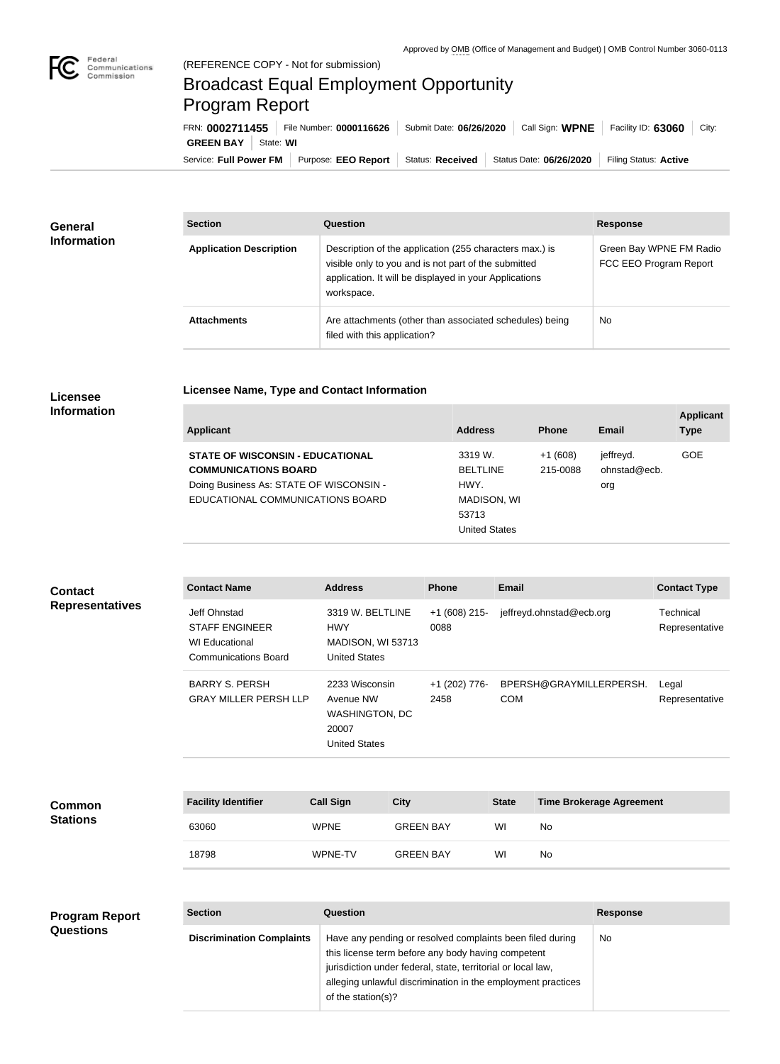Approved by OMB (Office of Management and Budget) | OMB Control Number 3060-0113

(REFERENCE COPY - Not for submission)

# Broadcast Equal Employment Opportunity Program Report

FRN: **0002711455** | File Number: **0000116626** | Submit Date: **06/26/2020** | Call Sign: **WPNE** | Facility ID: **63060** | City: **GREEN BAY** | State: **WI**

Service: **Full Power FM** | Purpose: **EEO Report** | Status: **Received** | Status Date: **06/26/2020** | Filing Status: **Active**

## General Information

| Section | Question | Response |
|---|---|---|
| **Application Description** | Description of the application (255 characters max.) is visible only to you and is not part of the submitted application. It will be displayed in your Applications workspace. | Green Bay WPNE FM Radio FCC EEO Program Report |
| **Attachments** | Are attachments (other than associated schedules) being filed with this application? | No |

## Licensee Information

### Licensee Name, Type and Contact Information

| Applicant | Address | Phone | Email | Applicant Type |
|---|---|---|---|---|
| **STATE OF WISCONSIN - EDUCATIONAL COMMUNICATIONS BOARD** Doing Business As: STATE OF WISCONSIN - EDUCATIONAL COMMUNICATIONS BOARD | 3319 W. BELTLINE HWY. MADISON, WI 53713 United States | +1 (608) 215-0088 | jeffreyd.ohnstad@ecb.org | GOE |

## Contact Representatives

| Contact Name | Address | Phone | Email | Contact Type |
|---|---|---|---|---|
| Jeff Ohnstad STAFF ENGINEER WI Educational Communications Board | 3319 W. BELTLINE HWY MADISON, WI 53713 United States | +1 (608) 215-0088 | jeffreyd.ohnstad@ecb.org | Technical Representative |
| BARRY S. PERSH GRAY MILLER PERSH LLP | 2233 Wisconsin Avenue NW WASHINGTON, DC 20007 United States | +1 (202) 776-2458 | BPERSH@GRAYMILLERPERSH.COM | Legal Representative |

## Common Stations

| Facility Identifier | Call Sign | City | State | Time Brokerage Agreement |
|---|---|---|---|---|
| 63060 | WPNE | GREEN BAY | WI | No |
| 18798 | WPNE-TV | GREEN BAY | WI | No |

## Program Report Questions

| Section | Question | Response |
|---|---|---|
| **Discrimination Complaints** | Have any pending or resolved complaints been filed during this license term before any body having competent jurisdiction under federal, state, territorial or local law, alleging unlawful discrimination in the employment practices of the station(s)? | No |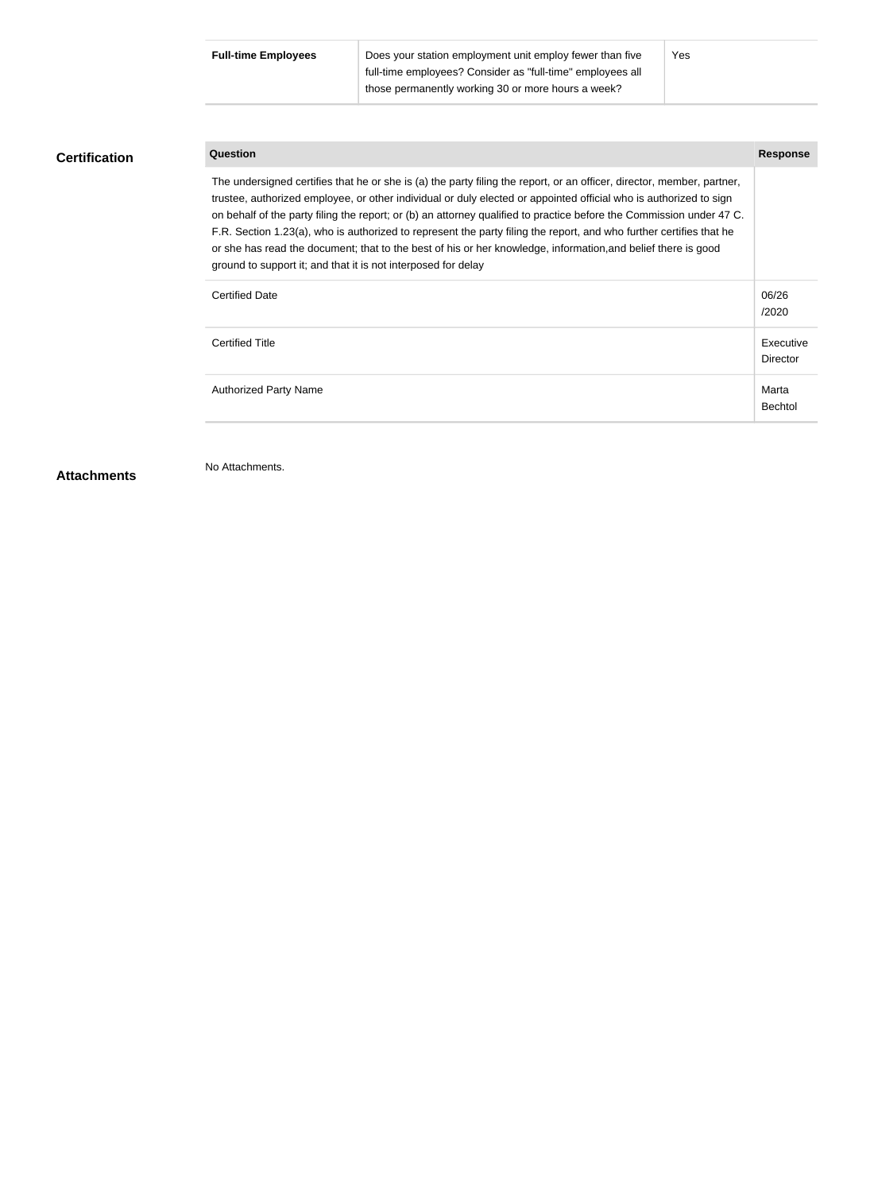| | | |
|---|---|---|
| **Full-time Employees** | Does your station employment unit employ fewer than five full-time employees? Consider as "full-time" employees all those permanently working 30 or more hours a week? | Yes |

## Certification

| Question | Response |
|---|---|
| The undersigned certifies that he or she is (a) the party filing the report, or an officer, director, member, partner, trustee, authorized employee, or other individual or duly elected or appointed official who is authorized to sign on behalf of the party filing the report; or (b) an attorney qualified to practice before the Commission under 47 C.F.R. Section 1.23(a), who is authorized to represent the party filing the report, and who further certifies that he or she has read the document; that to the best of his or her knowledge, information,and belief there is good ground to support it; and that it is not interposed for delay | |
| Certified Date | 06/26/2020 |
| Certified Title | Executive Director |
| Authorized Party Name | Marta Bechtol |

## Attachments

No Attachments.